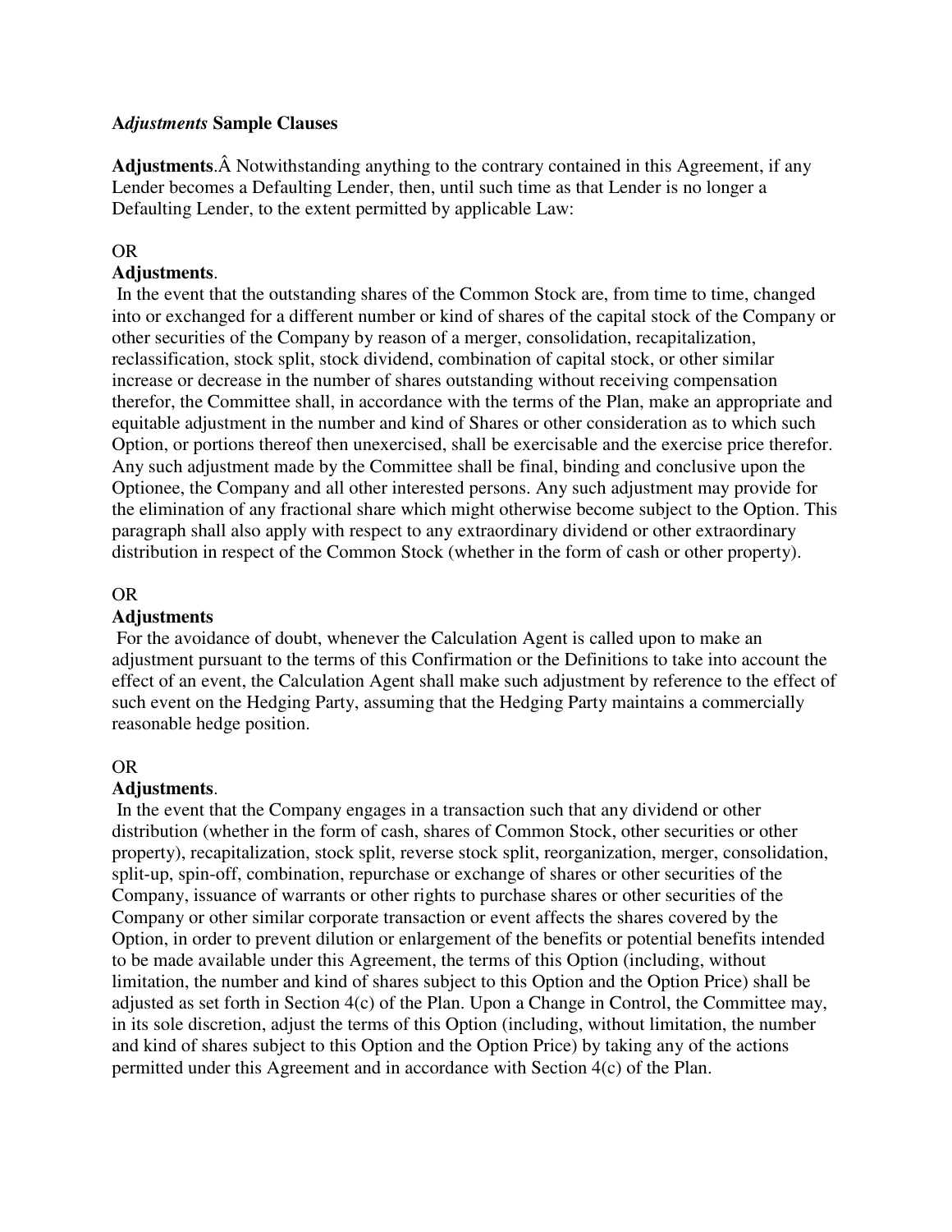**A*djustments* Sample Clauses**

**Adjustments**.Â Notwithstanding anything to the contrary contained in this Agreement, if any Lender becomes a Defaulting Lender, then, until such time as that Lender is no longer a Defaulting Lender, to the extent permitted by applicable Law:

OR

**Adjustments**.

In the event that the outstanding shares of the Common Stock are, from time to time, changed into or exchanged for a different number or kind of shares of the capital stock of the Company or other securities of the Company by reason of a merger, consolidation, recapitalization, reclassification, stock split, stock dividend, combination of capital stock, or other similar increase or decrease in the number of shares outstanding without receiving compensation therefor, the Committee shall, in accordance with the terms of the Plan, make an appropriate and equitable adjustment in the number and kind of Shares or other consideration as to which such Option, or portions thereof then unexercised, shall be exercisable and the exercise price therefor. Any such adjustment made by the Committee shall be final, binding and conclusive upon the Optionee, the Company and all other interested persons. Any such adjustment may provide for the elimination of any fractional share which might otherwise become subject to the Option. This paragraph shall also apply with respect to any extraordinary dividend or other extraordinary distribution in respect of the Common Stock (whether in the form of cash or other property).

OR

**Adjustments**

For the avoidance of doubt, whenever the Calculation Agent is called upon to make an adjustment pursuant to the terms of this Confirmation or the Definitions to take into account the effect of an event, the Calculation Agent shall make such adjustment by reference to the effect of such event on the Hedging Party, assuming that the Hedging Party maintains a commercially reasonable hedge position.

OR

**Adjustments**.

In the event that the Company engages in a transaction such that any dividend or other distribution (whether in the form of cash, shares of Common Stock, other securities or other property), recapitalization, stock split, reverse stock split, reorganization, merger, consolidation, split-up, spin-off, combination, repurchase or exchange of shares or other securities of the Company, issuance of warrants or other rights to purchase shares or other securities of the Company or other similar corporate transaction or event affects the shares covered by the Option, in order to prevent dilution or enlargement of the benefits or potential benefits intended to be made available under this Agreement, the terms of this Option (including, without limitation, the number and kind of shares subject to this Option and the Option Price) shall be adjusted as set forth in Section 4(c) of the Plan. Upon a Change in Control, the Committee may, in its sole discretion, adjust the terms of this Option (including, without limitation, the number and kind of shares subject to this Option and the Option Price) by taking any of the actions permitted under this Agreement and in accordance with Section 4(c) of the Plan.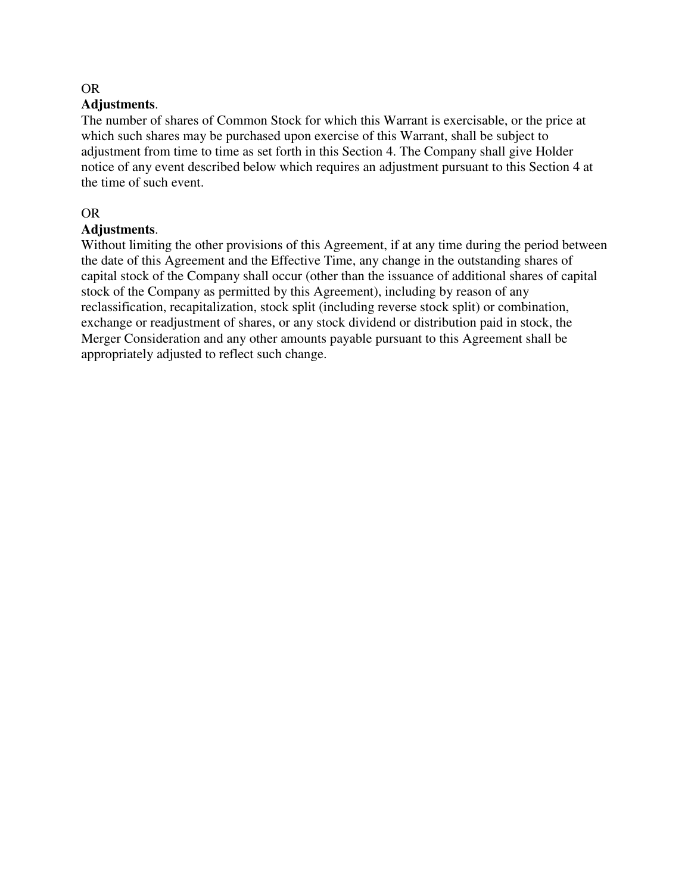OR

**Adjustments**.

The number of shares of Common Stock for which this Warrant is exercisable, or the price at which such shares may be purchased upon exercise of this Warrant, shall be subject to adjustment from time to time as set forth in this Section 4. The Company shall give Holder notice of any event described below which requires an adjustment pursuant to this Section 4 at the time of such event.

OR

**Adjustments**.

Without limiting the other provisions of this Agreement, if at any time during the period between the date of this Agreement and the Effective Time, any change in the outstanding shares of capital stock of the Company shall occur (other than the issuance of additional shares of capital stock of the Company as permitted by this Agreement), including by reason of any reclassification, recapitalization, stock split (including reverse stock split) or combination, exchange or readjustment of shares, or any stock dividend or distribution paid in stock, the Merger Consideration and any other amounts payable pursuant to this Agreement shall be appropriately adjusted to reflect such change.